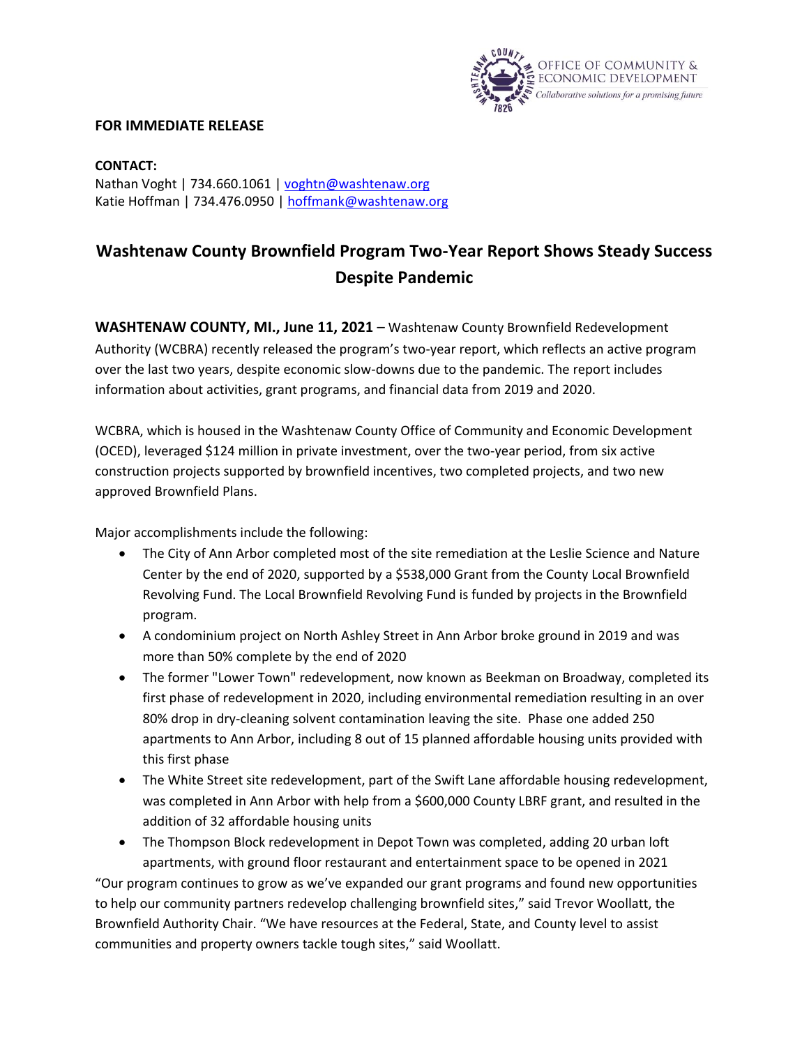OFFICE OF COMMUNITY & ECONOMIC DEVELOPMENT
*Collaborative solutions for a promising future*

**FOR IMMEDIATE RELEASE**

**CONTACT:**
Nathan Voght | 734.660.1061 | voghtn@washtenaw.org
Katie Hoffman | 734.476.0950 | hoffmank@washtenaw.org

# Washtenaw County Brownfield Program Two-Year Report Shows Steady Success Despite Pandemic

**WASHTENAW COUNTY, MI., June 11, 2021** – Washtenaw County Brownfield Redevelopment Authority (WCBRA) recently released the program's two-year report, which reflects an active program over the last two years, despite economic slow-downs due to the pandemic. The report includes information about activities, grant programs, and financial data from 2019 and 2020.

WCBRA, which is housed in the Washtenaw County Office of Community and Economic Development (OCED), leveraged $124 million in private investment, over the two-year period, from six active construction projects supported by brownfield incentives, two completed projects, and two new approved Brownfield Plans.

Major accomplishments include the following:

- The City of Ann Arbor completed most of the site remediation at the Leslie Science and Nature Center by the end of 2020, supported by a $538,000 Grant from the County Local Brownfield Revolving Fund. The Local Brownfield Revolving Fund is funded by projects in the Brownfield program.
- A condominium project on North Ashley Street in Ann Arbor broke ground in 2019 and was more than 50% complete by the end of 2020
- The former "Lower Town" redevelopment, now known as Beekman on Broadway, completed its first phase of redevelopment in 2020, including environmental remediation resulting in an over 80% drop in dry-cleaning solvent contamination leaving the site. Phase one added 250 apartments to Ann Arbor, including 8 out of 15 planned affordable housing units provided with this first phase
- The White Street site redevelopment, part of the Swift Lane affordable housing redevelopment, was completed in Ann Arbor with help from a $600,000 County LBRF grant, and resulted in the addition of 32 affordable housing units
- The Thompson Block redevelopment in Depot Town was completed, adding 20 urban loft apartments, with ground floor restaurant and entertainment space to be opened in 2021

"Our program continues to grow as we've expanded our grant programs and found new opportunities to help our community partners redevelop challenging brownfield sites," said Trevor Woollatt, the Brownfield Authority Chair. "We have resources at the Federal, State, and County level to assist communities and property owners tackle tough sites," said Woollatt.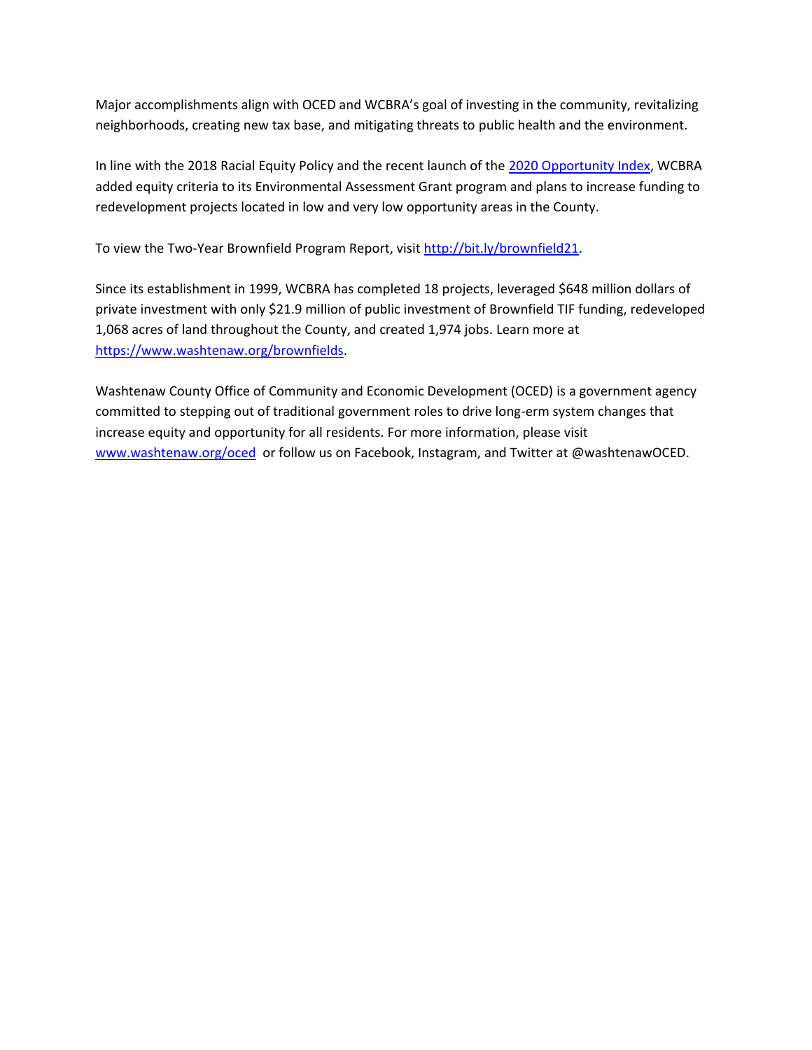Major accomplishments align with OCED and WCBRA's goal of investing in the community, revitalizing neighborhoods, creating new tax base, and mitigating threats to public health and the environment.

In line with the 2018 Racial Equity Policy and the recent launch of the [2020 Opportunity Index](), WCBRA added equity criteria to its Environmental Assessment Grant program and plans to increase funding to redevelopment projects located in low and very low opportunity areas in the County.

To view the Two-Year Brownfield Program Report, visit [http://bit.ly/brownfield21](http://bit.ly/brownfield21).

Since its establishment in 1999, WCBRA has completed 18 projects, leveraged $648 million dollars of private investment with only $21.9 million of public investment of Brownfield TIF funding, redeveloped 1,068 acres of land throughout the County, and created 1,974 jobs. Learn more at [https://www.washtenaw.org/brownfields](https://www.washtenaw.org/brownfields).

Washtenaw County Office of Community and Economic Development (OCED) is a government agency committed to stepping out of traditional government roles to drive long-erm system changes that increase equity and opportunity for all residents. For more information, please visit [www.washtenaw.org/oced](www.washtenaw.org/oced) or follow us on Facebook, Instagram, and Twitter at @washtenawOCED.